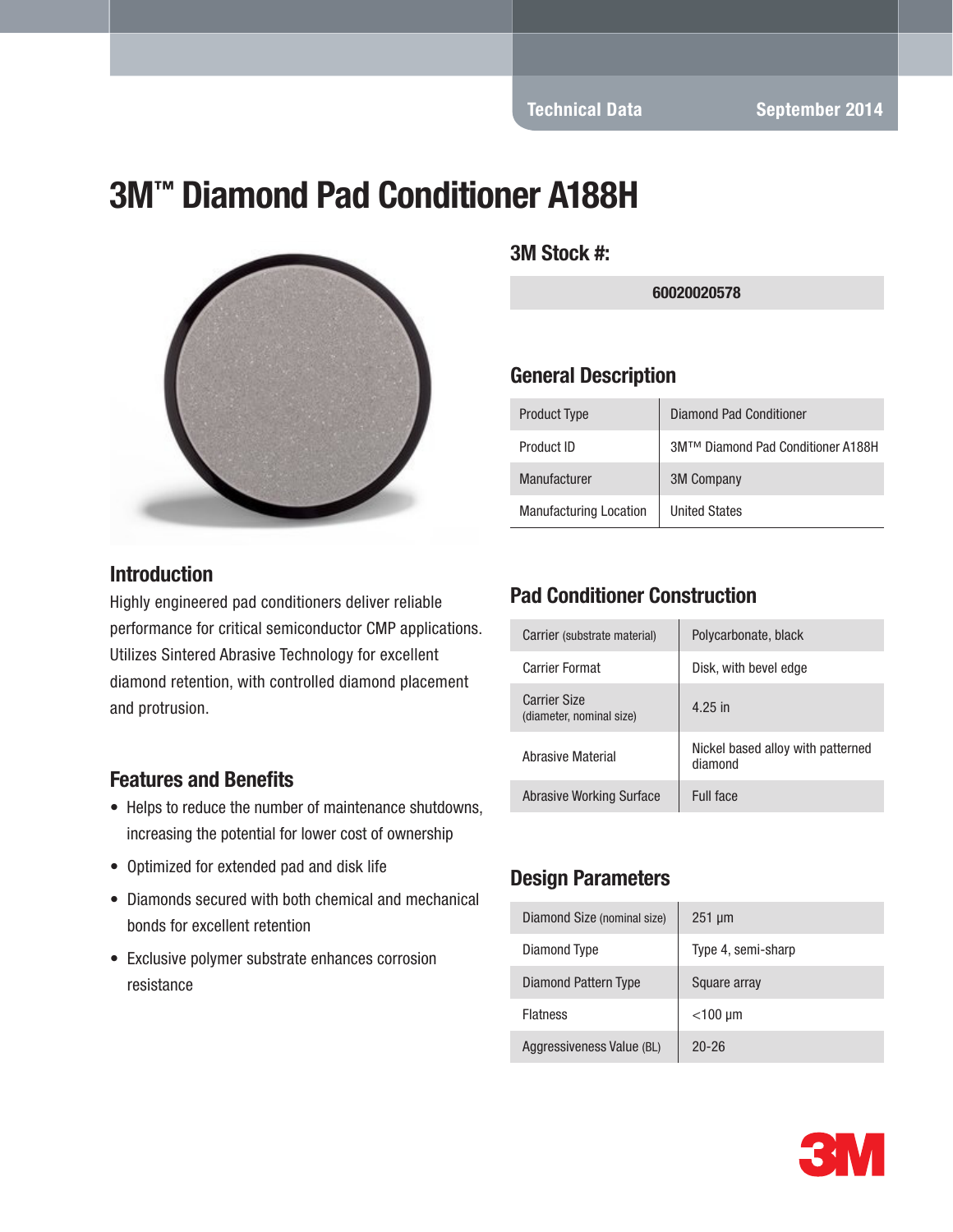Technical Data September 2014

# 3M™ Diamond Pad Conditioner A188H

## 3M Stock #:

| 60020020578 |
|---|

## General Description

| | |
|---|---|
| Product Type | Diamond Pad Conditioner |
| Product ID | 3M™™ Diamond Pad Conditioner A188H |
| Manufacturer | 3M Company |
| Manufacturing Location | United States |

## Introduction

Highly engineered pad conditioners deliver reliable performance for critical semiconductor CMP applications. Utilizes Sintered Abrasive Technology for excellent diamond retention, with controlled diamond placement and protrusion.

## Features and Benefits

- Helps to reduce the number of maintenance shutdowns, increasing the potential for lower cost of ownership
- Optimized for extended pad and disk life
- Diamonds secured with both chemical and mechanical bonds for excellent retention
- Exclusive polymer substrate enhances corrosion resistance

## Pad Conditioner Construction

| | |
|---|---|
| Carrier (substrate material) | Polycarbonate, black |
| Carrier Format | Disk, with bevel edge |
| Carrier Size (diameter, nominal size) | 4.25 in |
| Abrasive Material | Nickel based alloy with patterned diamond |
| Abrasive Working Surface | Full face |

## Design Parameters

| | |
|---|---|
| Diamond Size (nominal size) | 251 µm |
| Diamond Type | Type 4, semi-sharp |
| Diamond Pattern Type | Square array |
| Flatness | <100 µm |
| Aggressiveness Value (BL) | 20-26 |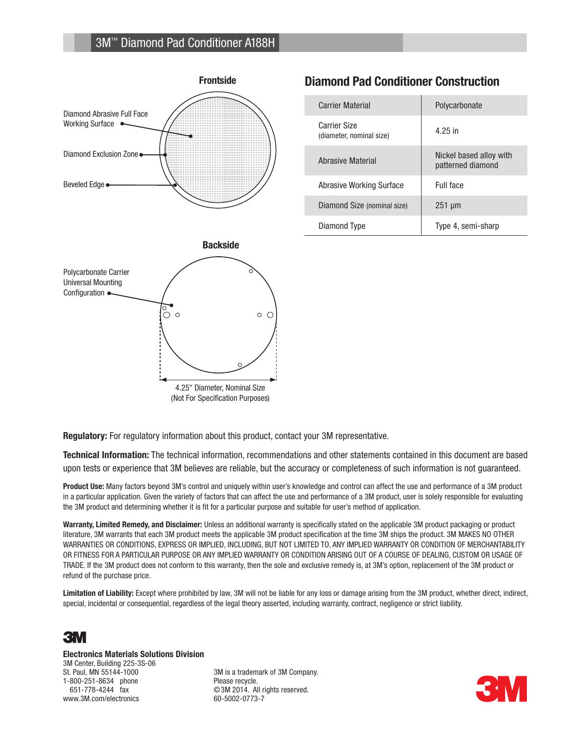# 3M™ Diamond Pad Conditioner A188H

**Frontside**

Diamond Abrasive Full Face Working Surface

Diamond Exclusion Zone

Beveled Edge

**Backside**

Polycarbonate Carrier Universal Mounting Configuration

4.25" Diameter, Nominal Size
(Not For Specification Purposes)

## Diamond Pad Conditioner Construction

| | |
|---|---|
| Carrier Material | Polycarbonate |
| Carrier Size (diameter, nominal size) | 4.25 in |
| Abrasive Material | Nickel based alloy with patterned diamond |
| Abrasive Working Surface | Full face |
| Diamond Size (nominal size) | 251 µm |
| Diamond Type | Type 4, semi-sharp |

**Regulatory:** For regulatory information about this product, contact your 3M representative.

**Technical Information:** The technical information, recommendations and other statements contained in this document are based upon tests or experience that 3M believes are reliable, but the accuracy or completeness of such information is not guaranteed.

**Product Use:** Many factors beyond 3M's control and uniquely within user's knowledge and control can affect the use and performance of a 3M product in a particular application. Given the variety of factors that can affect the use and performance of a 3M product, user is solely responsible for evaluating the 3M product and determining whether it is fit for a particular purpose and suitable for user's method of application.

**Warranty, Limited Remedy, and Disclaimer:** Unless an additional warranty is specifically stated on the applicable 3M product packaging or product literature, 3M warrants that each 3M product meets the applicable 3M product specification at the time 3M ships the product. 3M MAKES NO OTHER WARRANTIES OR CONDITIONS, EXPRESS OR IMPLIED, INCLUDING, BUT NOT LIMITED TO, ANY IMPLIED WARRANTY OR CONDITION OF MERCHANTABILITY OR FITNESS FOR A PARTICULAR PURPOSE OR ANY IMPLIED WARRANTY OR CONDITION ARISING OUT OF A COURSE OF DEALING, CUSTOM OR USAGE OF TRADE. If the 3M product does not conform to this warranty, then the sole and exclusive remedy is, at 3M's option, replacement of the 3M product or refund of the purchase price.

**Limitation of Liability:** Except where prohibited by law, 3M will not be liable for any loss or damage arising from the 3M product, whether direct, indirect, special, incidental or consequential, regardless of the legal theory asserted, including warranty, contract, negligence or strict liability.

3M

**Electronics Materials Solutions Division**
3M Center, Building 225-3S-06
St. Paul, MN 55144-1000
1-800-251-8634 phone
651-778-4244 fax
www.3M.com/electronics

3M is a trademark of 3M Company.
Please recycle.
© 3M 2014. All rights reserved.
60-5002-0773-7